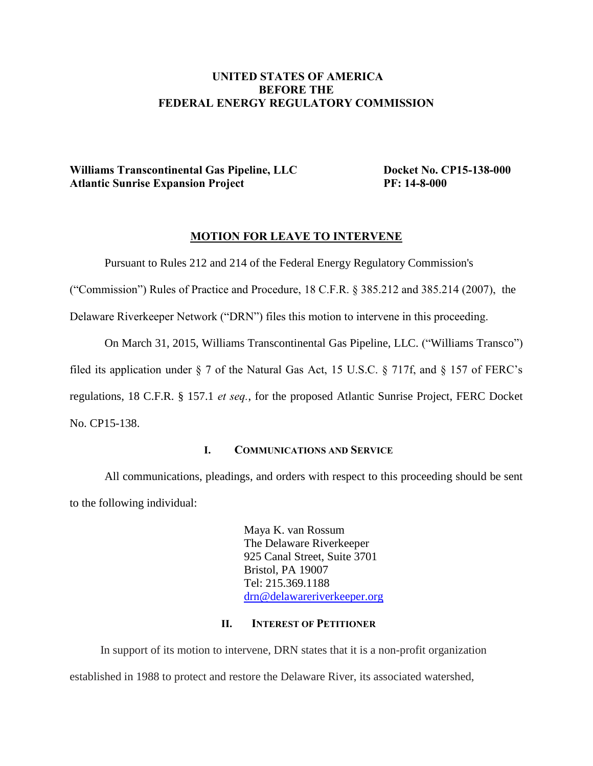**UNITED STATES OF AMERICA**
**BEFORE THE**
**FEDERAL ENERGY REGULATORY COMMISSION**

**Williams Transcontinental Gas Pipeline, LLC** **Docket No. CP15-138-000**
**Atlantic Sunrise Expansion Project** **PF: 14-8-000**

## MOTION FOR LEAVE TO INTERVENE

Pursuant to Rules 212 and 214 of the Federal Energy Regulatory Commission's ("Commission") Rules of Practice and Procedure, 18 C.F.R. § 385.212 and 385.214 (2007), the Delaware Riverkeeper Network ("DRN") files this motion to intervene in this proceeding.

On March 31, 2015, Williams Transcontinental Gas Pipeline, LLC. ("Williams Transco") filed its application under § 7 of the Natural Gas Act, 15 U.S.C. § 717f, and § 157 of FERC's regulations, 18 C.F.R. § 157.1 *et seq.*, for the proposed Atlantic Sunrise Project, FERC Docket No. CP15-138.

### I. COMMUNICATIONS AND SERVICE

All communications, pleadings, and orders with respect to this proceeding should be sent to the following individual:

Maya K. van Rossum
The Delaware Riverkeeper
925 Canal Street, Suite 3701
Bristol, PA 19007
Tel: 215.369.1188
drn@delawareriverkeeper.org

### II. INTEREST OF PETITIONER

In support of its motion to intervene, DRN states that it is a non-profit organization established in 1988 to protect and restore the Delaware River, its associated watershed,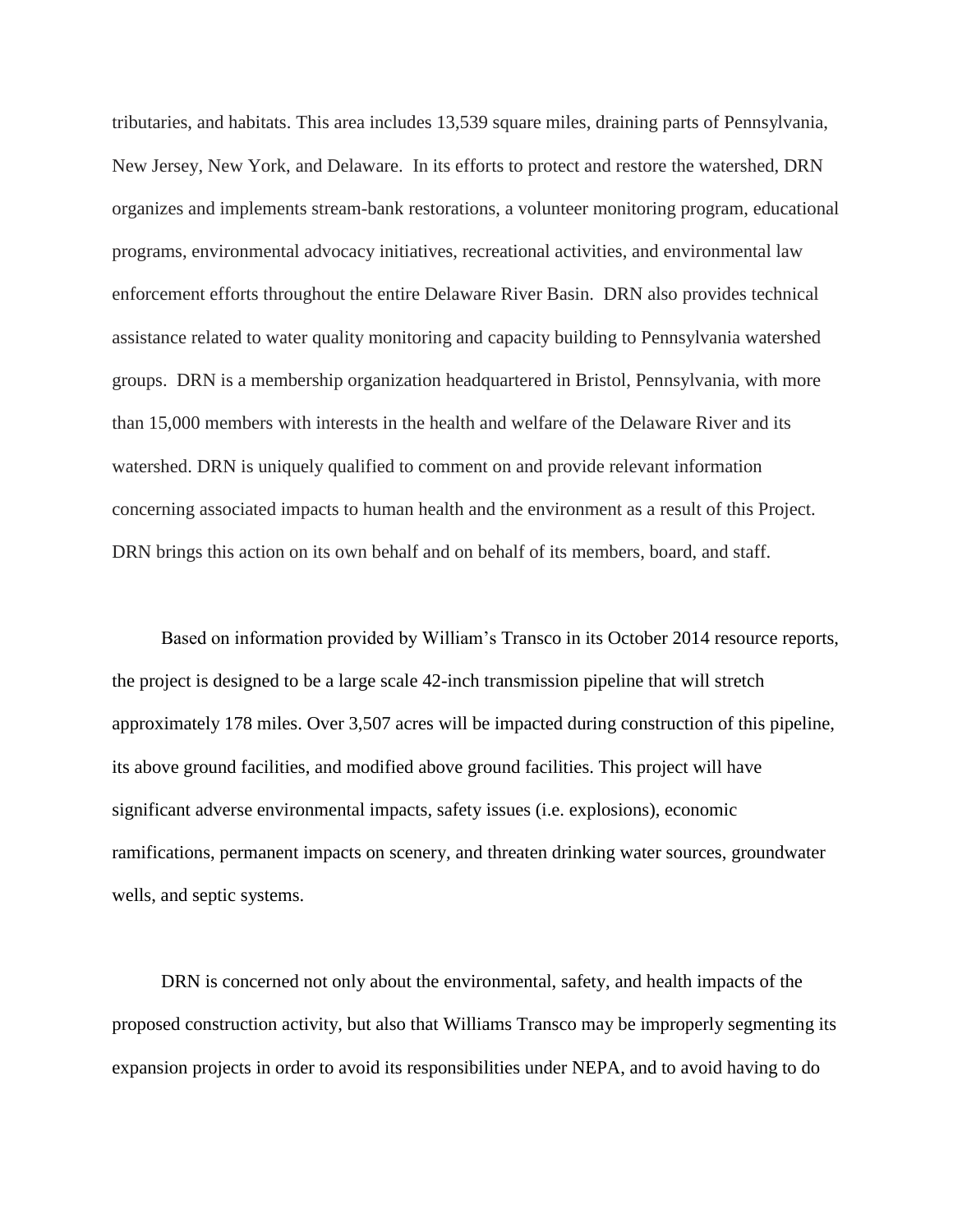tributaries, and habitats. This area includes 13,539 square miles, draining parts of Pennsylvania, New Jersey, New York, and Delaware. In its efforts to protect and restore the watershed, DRN organizes and implements stream-bank restorations, a volunteer monitoring program, educational programs, environmental advocacy initiatives, recreational activities, and environmental law enforcement efforts throughout the entire Delaware River Basin. DRN also provides technical assistance related to water quality monitoring and capacity building to Pennsylvania watershed groups. DRN is a membership organization headquartered in Bristol, Pennsylvania, with more than 15,000 members with interests in the health and welfare of the Delaware River and its watershed. DRN is uniquely qualified to comment on and provide relevant information concerning associated impacts to human health and the environment as a result of this Project. DRN brings this action on its own behalf and on behalf of its members, board, and staff.

Based on information provided by William's Transco in its October 2014 resource reports, the project is designed to be a large scale 42-inch transmission pipeline that will stretch approximately 178 miles. Over 3,507 acres will be impacted during construction of this pipeline, its above ground facilities, and modified above ground facilities. This project will have significant adverse environmental impacts, safety issues (i.e. explosions), economic ramifications, permanent impacts on scenery, and threaten drinking water sources, groundwater wells, and septic systems.

DRN is concerned not only about the environmental, safety, and health impacts of the proposed construction activity, but also that Williams Transco may be improperly segmenting its expansion projects in order to avoid its responsibilities under NEPA, and to avoid having to do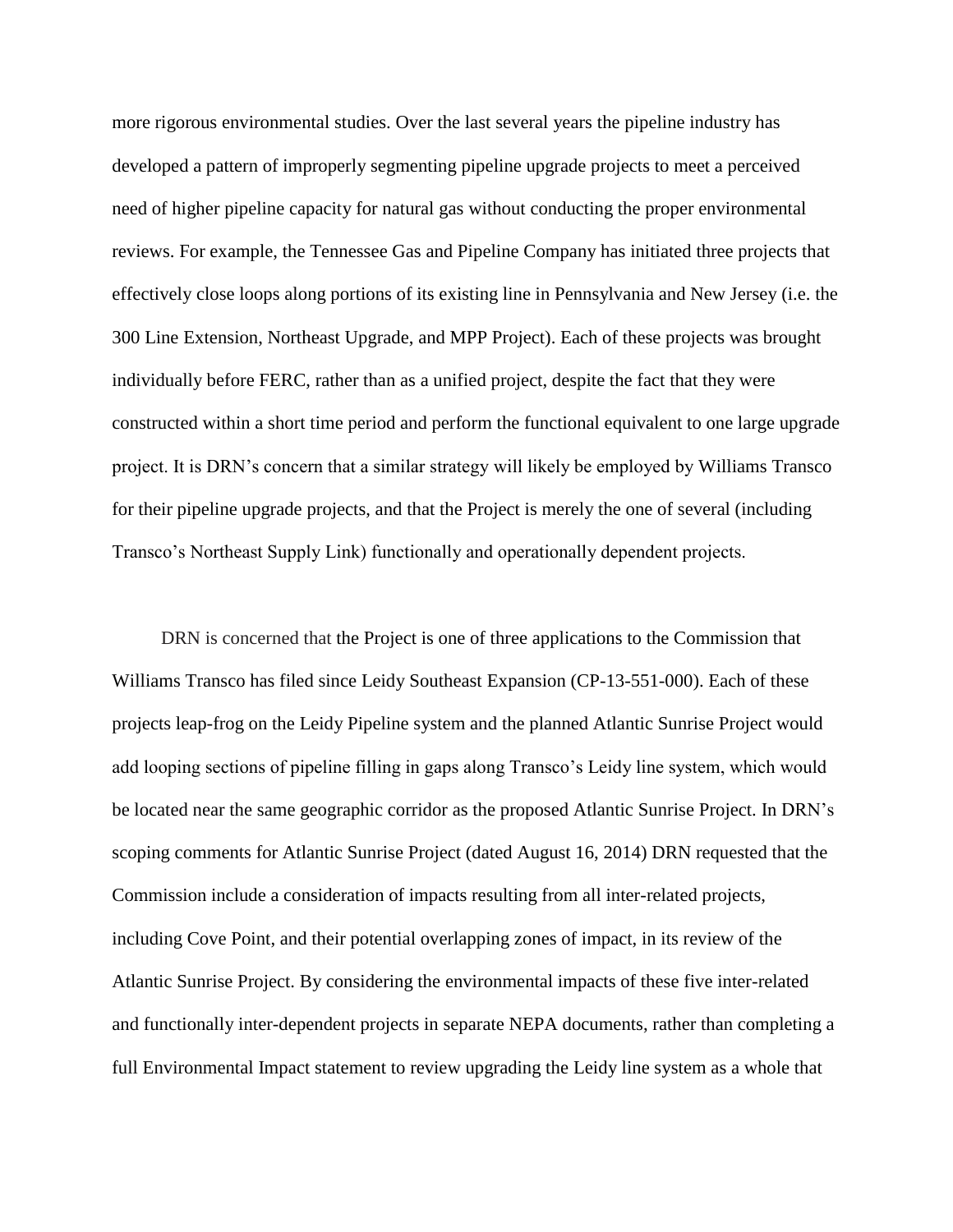more rigorous environmental studies. Over the last several years the pipeline industry has developed a pattern of improperly segmenting pipeline upgrade projects to meet a perceived need of higher pipeline capacity for natural gas without conducting the proper environmental reviews. For example, the Tennessee Gas and Pipeline Company has initiated three projects that effectively close loops along portions of its existing line in Pennsylvania and New Jersey (i.e. the 300 Line Extension, Northeast Upgrade, and MPP Project). Each of these projects was brought individually before FERC, rather than as a unified project, despite the fact that they were constructed within a short time period and perform the functional equivalent to one large upgrade project. It is DRN's concern that a similar strategy will likely be employed by Williams Transco for their pipeline upgrade projects, and that the Project is merely the one of several (including Transco's Northeast Supply Link) functionally and operationally dependent projects.

DRN is concerned that the Project is one of three applications to the Commission that Williams Transco has filed since Leidy Southeast Expansion (CP-13-551-000). Each of these projects leap-frog on the Leidy Pipeline system and the planned Atlantic Sunrise Project would add looping sections of pipeline filling in gaps along Transco's Leidy line system, which would be located near the same geographic corridor as the proposed Atlantic Sunrise Project. In DRN's scoping comments for Atlantic Sunrise Project (dated August 16, 2014) DRN requested that the Commission include a consideration of impacts resulting from all inter-related projects, including Cove Point, and their potential overlapping zones of impact, in its review of the Atlantic Sunrise Project. By considering the environmental impacts of these five inter-related and functionally inter-dependent projects in separate NEPA documents, rather than completing a full Environmental Impact statement to review upgrading the Leidy line system as a whole that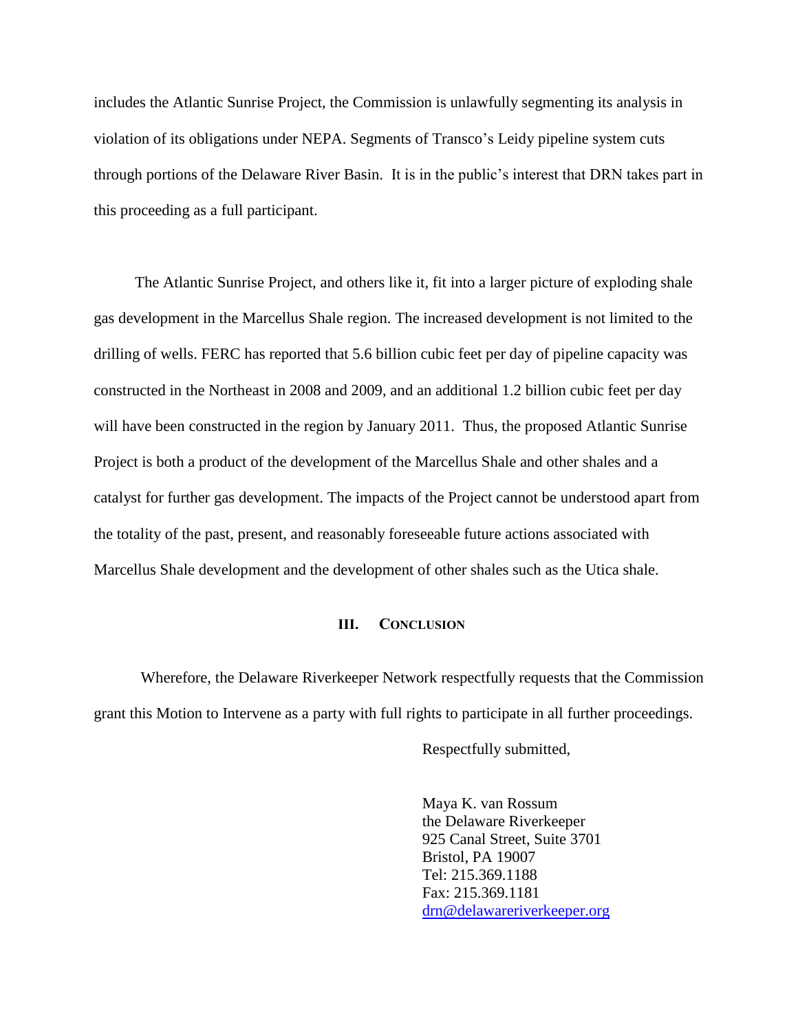includes the Atlantic Sunrise Project, the Commission is unlawfully segmenting its analysis in violation of its obligations under NEPA. Segments of Transco's Leidy pipeline system cuts through portions of the Delaware River Basin. It is in the public's interest that DRN takes part in this proceeding as a full participant.

The Atlantic Sunrise Project, and others like it, fit into a larger picture of exploding shale gas development in the Marcellus Shale region. The increased development is not limited to the drilling of wells. FERC has reported that 5.6 billion cubic feet per day of pipeline capacity was constructed in the Northeast in 2008 and 2009, and an additional 1.2 billion cubic feet per day will have been constructed in the region by January 2011. Thus, the proposed Atlantic Sunrise Project is both a product of the development of the Marcellus Shale and other shales and a catalyst for further gas development. The impacts of the Project cannot be understood apart from the totality of the past, present, and reasonably foreseeable future actions associated with Marcellus Shale development and the development of other shales such as the Utica shale.

## III. CONCLUSION

Wherefore, the Delaware Riverkeeper Network respectfully requests that the Commission grant this Motion to Intervene as a party with full rights to participate in all further proceedings.

Respectfully submitted,

Maya K. van Rossum
the Delaware Riverkeeper
925 Canal Street, Suite 3701
Bristol, PA 19007
Tel: 215.369.1188
Fax: 215.369.1181
drn@delawareriverkeeper.org